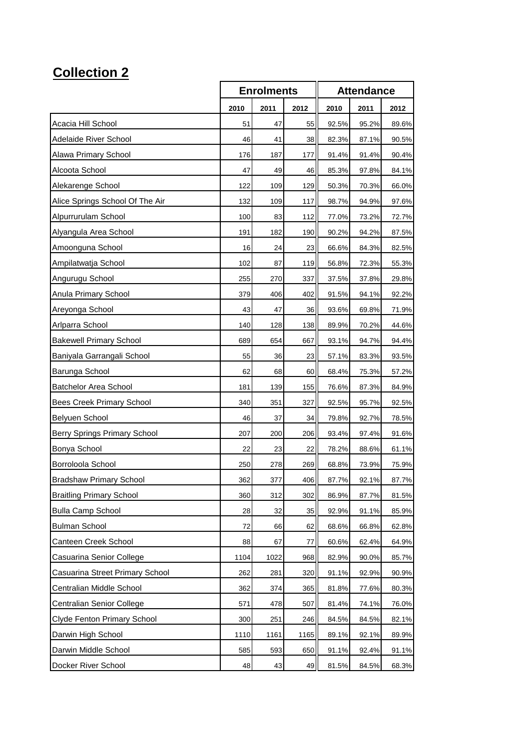## Collection 2

| | Enrolments | | | Attendance | | |
|---|---|---|---|---|---|---|
| | 2010 | 2011 | 2012 | 2010 | 2011 | 2012 |
| Acacia Hill School | 51 | 47 | 55 | 92.5% | 95.2% | 89.6% |
| Adelaide River School | 46 | 41 | 38 | 82.3% | 87.1% | 90.5% |
| Alawa Primary School | 176 | 187 | 177 | 91.4% | 91.4% | 90.4% |
| Alcoota School | 47 | 49 | 46 | 85.3% | 97.8% | 84.1% |
| Alekarenge School | 122 | 109 | 129 | 50.3% | 70.3% | 66.0% |
| Alice Springs School Of The Air | 132 | 109 | 117 | 98.7% | 94.9% | 97.6% |
| Alpurrurulam School | 100 | 83 | 112 | 77.0% | 73.2% | 72.7% |
| Alyangula Area School | 191 | 182 | 190 | 90.2% | 94.2% | 87.5% |
| Amoonguna School | 16 | 24 | 23 | 66.6% | 84.3% | 82.5% |
| Ampilatwatja School | 102 | 87 | 119 | 56.8% | 72.3% | 55.3% |
| Angurugu School | 255 | 270 | 337 | 37.5% | 37.8% | 29.8% |
| Anula Primary School | 379 | 406 | 402 | 91.5% | 94.1% | 92.2% |
| Areyonga School | 43 | 47 | 36 | 93.6% | 69.8% | 71.9% |
| Arlparra School | 140 | 128 | 138 | 89.9% | 70.2% | 44.6% |
| Bakewell Primary School | 689 | 654 | 667 | 93.1% | 94.7% | 94.4% |
| Baniyala Garrangali School | 55 | 36 | 23 | 57.1% | 83.3% | 93.5% |
| Barunga School | 62 | 68 | 60 | 68.4% | 75.3% | 57.2% |
| Batchelor Area School | 181 | 139 | 155 | 76.6% | 87.3% | 84.9% |
| Bees Creek Primary School | 340 | 351 | 327 | 92.5% | 95.7% | 92.5% |
| Belyuen School | 46 | 37 | 34 | 79.8% | 92.7% | 78.5% |
| Berry Springs Primary School | 207 | 200 | 206 | 93.4% | 97.4% | 91.6% |
| Bonya School | 22 | 23 | 22 | 78.2% | 88.6% | 61.1% |
| Borroloola School | 250 | 278 | 269 | 68.8% | 73.9% | 75.9% |
| Bradshaw Primary School | 362 | 377 | 406 | 87.7% | 92.1% | 87.7% |
| Braitling Primary School | 360 | 312 | 302 | 86.9% | 87.7% | 81.5% |
| Bulla Camp School | 28 | 32 | 35 | 92.9% | 91.1% | 85.9% |
| Bulman School | 72 | 66 | 62 | 68.6% | 66.8% | 62.8% |
| Canteen Creek School | 88 | 67 | 77 | 60.6% | 62.4% | 64.9% |
| Casuarina Senior College | 1104 | 1022 | 968 | 82.9% | 90.0% | 85.7% |
| Casuarina Street Primary School | 262 | 281 | 320 | 91.1% | 92.9% | 90.9% |
| Centralian Middle School | 362 | 374 | 365 | 81.8% | 77.6% | 80.3% |
| Centralian Senior College | 571 | 478 | 507 | 81.4% | 74.1% | 76.0% |
| Clyde Fenton Primary School | 300 | 251 | 246 | 84.5% | 84.5% | 82.1% |
| Darwin High School | 1110 | 1161 | 1165 | 89.1% | 92.1% | 89.9% |
| Darwin Middle School | 585 | 593 | 650 | 91.1% | 92.4% | 91.1% |
| Docker River School | 48 | 43 | 49 | 81.5% | 84.5% | 68.3% |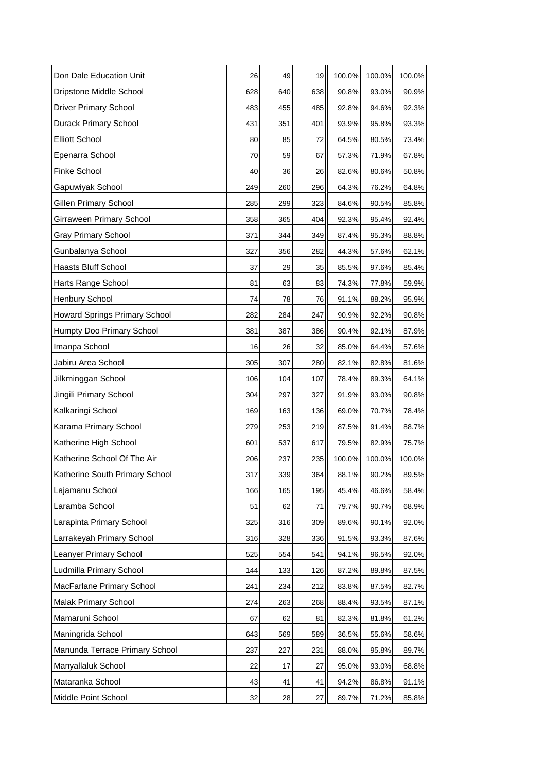| | | | | | | |
|---|---|---|---|---|---|---|
| Don Dale Education Unit | 26 | 49 | 19 | 100.0% | 100.0% | 100.0% |
| Dripstone Middle School | 628 | 640 | 638 | 90.8% | 93.0% | 90.9% |
| Driver Primary School | 483 | 455 | 485 | 92.8% | 94.6% | 92.3% |
| Durack Primary School | 431 | 351 | 401 | 93.9% | 95.8% | 93.3% |
| Elliott School | 80 | 85 | 72 | 64.5% | 80.5% | 73.4% |
| Epenarra School | 70 | 59 | 67 | 57.3% | 71.9% | 67.8% |
| Finke School | 40 | 36 | 26 | 82.6% | 80.6% | 50.8% |
| Gapuwiyak School | 249 | 260 | 296 | 64.3% | 76.2% | 64.8% |
| Gillen Primary School | 285 | 299 | 323 | 84.6% | 90.5% | 85.8% |
| Girraween Primary School | 358 | 365 | 404 | 92.3% | 95.4% | 92.4% |
| Gray Primary School | 371 | 344 | 349 | 87.4% | 95.3% | 88.8% |
| Gunbalanya School | 327 | 356 | 282 | 44.3% | 57.6% | 62.1% |
| Haasts Bluff School | 37 | 29 | 35 | 85.5% | 97.6% | 85.4% |
| Harts Range School | 81 | 63 | 83 | 74.3% | 77.8% | 59.9% |
| Henbury School | 74 | 78 | 76 | 91.1% | 88.2% | 95.9% |
| Howard Springs Primary School | 282 | 284 | 247 | 90.9% | 92.2% | 90.8% |
| Humpty Doo Primary School | 381 | 387 | 386 | 90.4% | 92.1% | 87.9% |
| Imanpa School | 16 | 26 | 32 | 85.0% | 64.4% | 57.6% |
| Jabiru Area School | 305 | 307 | 280 | 82.1% | 82.8% | 81.6% |
| Jilkminggan School | 106 | 104 | 107 | 78.4% | 89.3% | 64.1% |
| Jingili Primary School | 304 | 297 | 327 | 91.9% | 93.0% | 90.8% |
| Kalkaringi School | 169 | 163 | 136 | 69.0% | 70.7% | 78.4% |
| Karama Primary School | 279 | 253 | 219 | 87.5% | 91.4% | 88.7% |
| Katherine High School | 601 | 537 | 617 | 79.5% | 82.9% | 75.7% |
| Katherine School Of The Air | 206 | 237 | 235 | 100.0% | 100.0% | 100.0% |
| Katherine South Primary School | 317 | 339 | 364 | 88.1% | 90.2% | 89.5% |
| Lajamanu School | 166 | 165 | 195 | 45.4% | 46.6% | 58.4% |
| Laramba School | 51 | 62 | 71 | 79.7% | 90.7% | 68.9% |
| Larapinta Primary School | 325 | 316 | 309 | 89.6% | 90.1% | 92.0% |
| Larrakeyah Primary School | 316 | 328 | 336 | 91.5% | 93.3% | 87.6% |
| Leanyer Primary School | 525 | 554 | 541 | 94.1% | 96.5% | 92.0% |
| Ludmilla Primary School | 144 | 133 | 126 | 87.2% | 89.8% | 87.5% |
| MacFarlane Primary School | 241 | 234 | 212 | 83.8% | 87.5% | 82.7% |
| Malak Primary School | 274 | 263 | 268 | 88.4% | 93.5% | 87.1% |
| Mamaruni School | 67 | 62 | 81 | 82.3% | 81.8% | 61.2% |
| Maningrida School | 643 | 569 | 589 | 36.5% | 55.6% | 58.6% |
| Manunda Terrace Primary School | 237 | 227 | 231 | 88.0% | 95.8% | 89.7% |
| Manyallaluk School | 22 | 17 | 27 | 95.0% | 93.0% | 68.8% |
| Mataranka School | 43 | 41 | 41 | 94.2% | 86.8% | 91.1% |
| Middle Point School | 32 | 28 | 27 | 89.7% | 71.2% | 85.8% |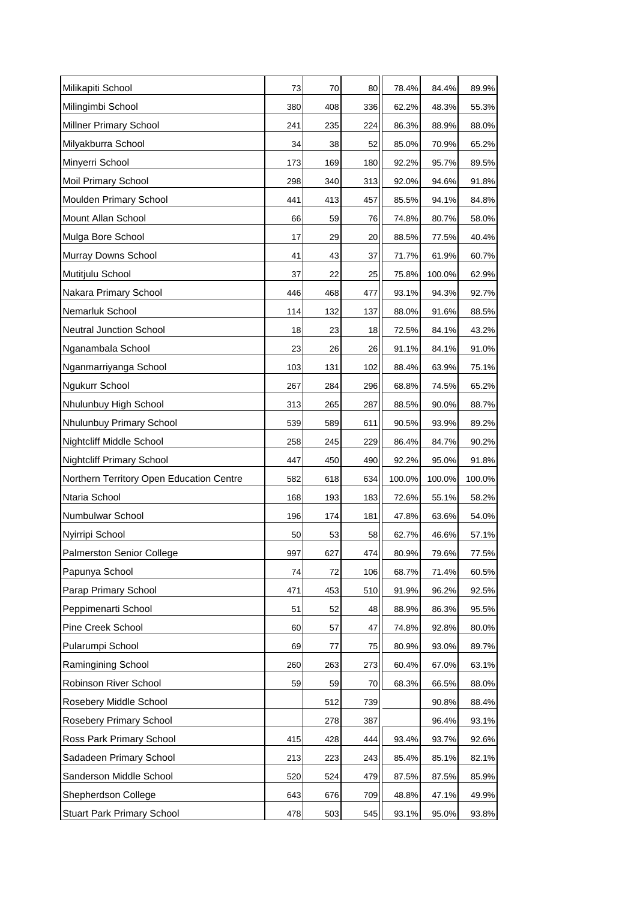| | | | | | | |
|---|---|---|---|---|---|---|
| Milikapiti School | 73 | 70 | 80 | 78.4% | 84.4% | 89.9% |
| Milingimbi School | 380 | 408 | 336 | 62.2% | 48.3% | 55.3% |
| Millner Primary School | 241 | 235 | 224 | 86.3% | 88.9% | 88.0% |
| Milyakburra School | 34 | 38 | 52 | 85.0% | 70.9% | 65.2% |
| Minyerri School | 173 | 169 | 180 | 92.2% | 95.7% | 89.5% |
| Moil Primary School | 298 | 340 | 313 | 92.0% | 94.6% | 91.8% |
| Moulden Primary School | 441 | 413 | 457 | 85.5% | 94.1% | 84.8% |
| Mount Allan School | 66 | 59 | 76 | 74.8% | 80.7% | 58.0% |
| Mulga Bore School | 17 | 29 | 20 | 88.5% | 77.5% | 40.4% |
| Murray Downs School | 41 | 43 | 37 | 71.7% | 61.9% | 60.7% |
| Mutitjulu School | 37 | 22 | 25 | 75.8% | 100.0% | 62.9% |
| Nakara Primary School | 446 | 468 | 477 | 93.1% | 94.3% | 92.7% |
| Nemarluk School | 114 | 132 | 137 | 88.0% | 91.6% | 88.5% |
| Neutral Junction School | 18 | 23 | 18 | 72.5% | 84.1% | 43.2% |
| Nganambala School | 23 | 26 | 26 | 91.1% | 84.1% | 91.0% |
| Nganmarriyanga School | 103 | 131 | 102 | 88.4% | 63.9% | 75.1% |
| Ngukurr School | 267 | 284 | 296 | 68.8% | 74.5% | 65.2% |
| Nhulunbuy High School | 313 | 265 | 287 | 88.5% | 90.0% | 88.7% |
| Nhulunbuy Primary School | 539 | 589 | 611 | 90.5% | 93.9% | 89.2% |
| Nightcliff Middle School | 258 | 245 | 229 | 86.4% | 84.7% | 90.2% |
| Nightcliff Primary School | 447 | 450 | 490 | 92.2% | 95.0% | 91.8% |
| Northern Territory Open Education Centre | 582 | 618 | 634 | 100.0% | 100.0% | 100.0% |
| Ntaria School | 168 | 193 | 183 | 72.6% | 55.1% | 58.2% |
| Numbulwar School | 196 | 174 | 181 | 47.8% | 63.6% | 54.0% |
| Nyirripi School | 50 | 53 | 58 | 62.7% | 46.6% | 57.1% |
| Palmerston Senior College | 997 | 627 | 474 | 80.9% | 79.6% | 77.5% |
| Papunya School | 74 | 72 | 106 | 68.7% | 71.4% | 60.5% |
| Parap Primary School | 471 | 453 | 510 | 91.9% | 96.2% | 92.5% |
| Peppimenarti School | 51 | 52 | 48 | 88.9% | 86.3% | 95.5% |
| Pine Creek School | 60 | 57 | 47 | 74.8% | 92.8% | 80.0% |
| Pularumpi School | 69 | 77 | 75 | 80.9% | 93.0% | 89.7% |
| Ramingining School | 260 | 263 | 273 | 60.4% | 67.0% | 63.1% |
| Robinson River School | 59 | 59 | 70 | 68.3% | 66.5% | 88.0% |
| Rosebery Middle School | | 512 | 739 | | 90.8% | 88.4% |
| Rosebery Primary School | | 278 | 387 | | 96.4% | 93.1% |
| Ross Park Primary School | 415 | 428 | 444 | 93.4% | 93.7% | 92.6% |
| Sadadeen Primary School | 213 | 223 | 243 | 85.4% | 85.1% | 82.1% |
| Sanderson Middle School | 520 | 524 | 479 | 87.5% | 87.5% | 85.9% |
| Shepherdson College | 643 | 676 | 709 | 48.8% | 47.1% | 49.9% |
| Stuart Park Primary School | 478 | 503 | 545 | 93.1% | 95.0% | 93.8% |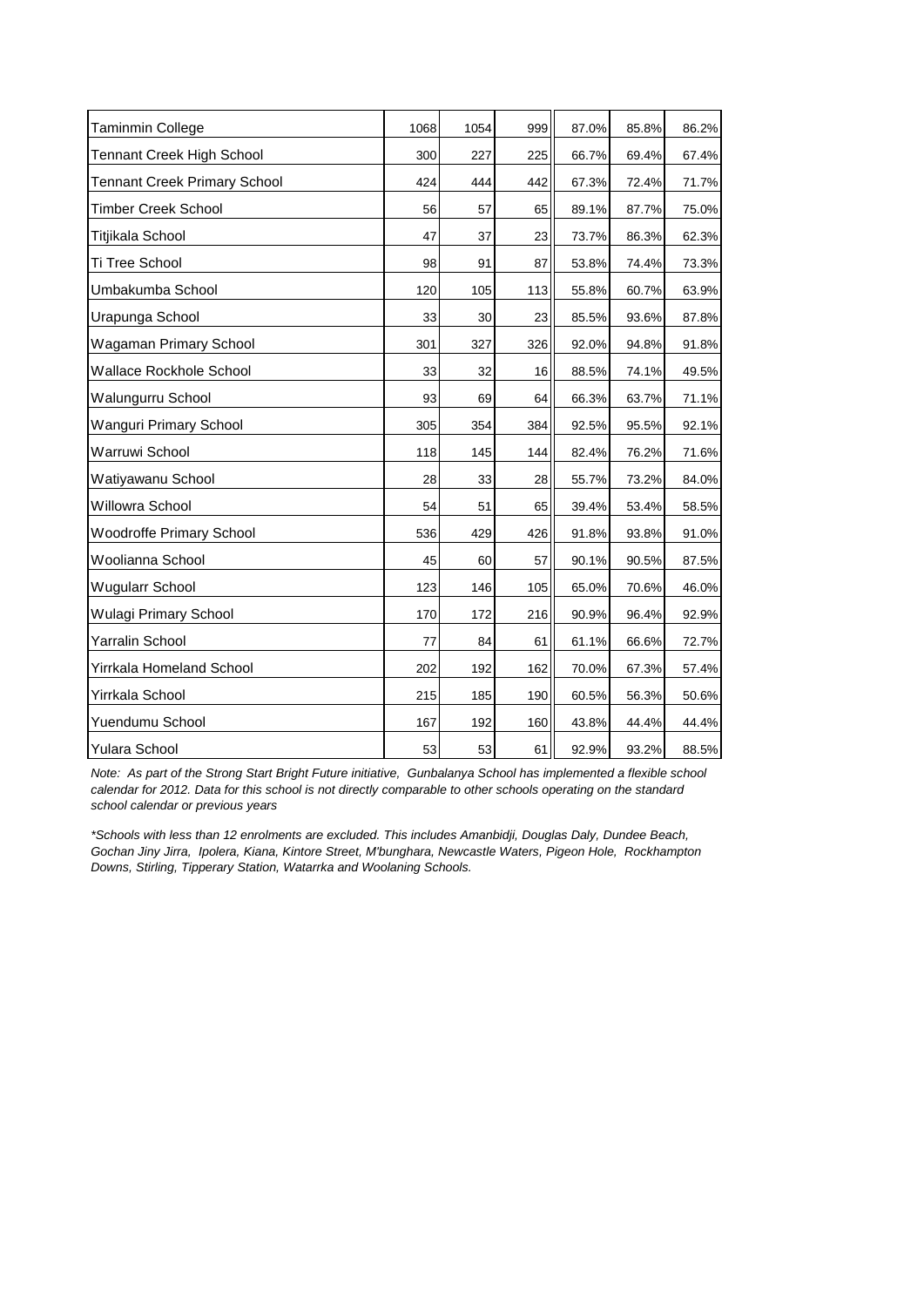| | | | | | | |
|---|---|---|---|---|---|---|
| Taminmin College | 1068 | 1054 | 999 | 87.0% | 85.8% | 86.2% |
| Tennant Creek High School | 300 | 227 | 225 | 66.7% | 69.4% | 67.4% |
| Tennant Creek Primary School | 424 | 444 | 442 | 67.3% | 72.4% | 71.7% |
| Timber Creek School | 56 | 57 | 65 | 89.1% | 87.7% | 75.0% |
| Titjikala School | 47 | 37 | 23 | 73.7% | 86.3% | 62.3% |
| Ti Tree School | 98 | 91 | 87 | 53.8% | 74.4% | 73.3% |
| Umbakumba School | 120 | 105 | 113 | 55.8% | 60.7% | 63.9% |
| Urapunga School | 33 | 30 | 23 | 85.5% | 93.6% | 87.8% |
| Wagaman Primary School | 301 | 327 | 326 | 92.0% | 94.8% | 91.8% |
| Wallace Rockhole School | 33 | 32 | 16 | 88.5% | 74.1% | 49.5% |
| Walungurru School | 93 | 69 | 64 | 66.3% | 63.7% | 71.1% |
| Wanguri Primary School | 305 | 354 | 384 | 92.5% | 95.5% | 92.1% |
| Warruwi School | 118 | 145 | 144 | 82.4% | 76.2% | 71.6% |
| Watiyawanu School | 28 | 33 | 28 | 55.7% | 73.2% | 84.0% |
| Willowra School | 54 | 51 | 65 | 39.4% | 53.4% | 58.5% |
| Woodroffe Primary School | 536 | 429 | 426 | 91.8% | 93.8% | 91.0% |
| Woolianna School | 45 | 60 | 57 | 90.1% | 90.5% | 87.5% |
| Wugularr School | 123 | 146 | 105 | 65.0% | 70.6% | 46.0% |
| Wulagi Primary School | 170 | 172 | 216 | 90.9% | 96.4% | 92.9% |
| Yarralin School | 77 | 84 | 61 | 61.1% | 66.6% | 72.7% |
| Yirrkala Homeland School | 202 | 192 | 162 | 70.0% | 67.3% | 57.4% |
| Yirrkala School | 215 | 185 | 190 | 60.5% | 56.3% | 50.6% |
| Yuendumu School | 167 | 192 | 160 | 43.8% | 44.4% | 44.4% |
| Yulara School | 53 | 53 | 61 | 92.9% | 93.2% | 88.5% |

*Note: As part of the Strong Start Bright Future initiative, Gunbalanya School has implemented a flexible school calendar for 2012. Data for this school is not directly comparable to other schools operating on the standard school calendar or previous years*

**Schools with less than 12 enrolments are excluded. This includes Amanbidji, Douglas Daly, Dundee Beach, Gochan Jiny Jirra, Ipolera, Kiana, Kintore Street, M'bunghara, Newcastle Waters, Pigeon Hole, Rockhampton Downs, Stirling, Tipperary Station, Watarrka and Woolaning Schools.*